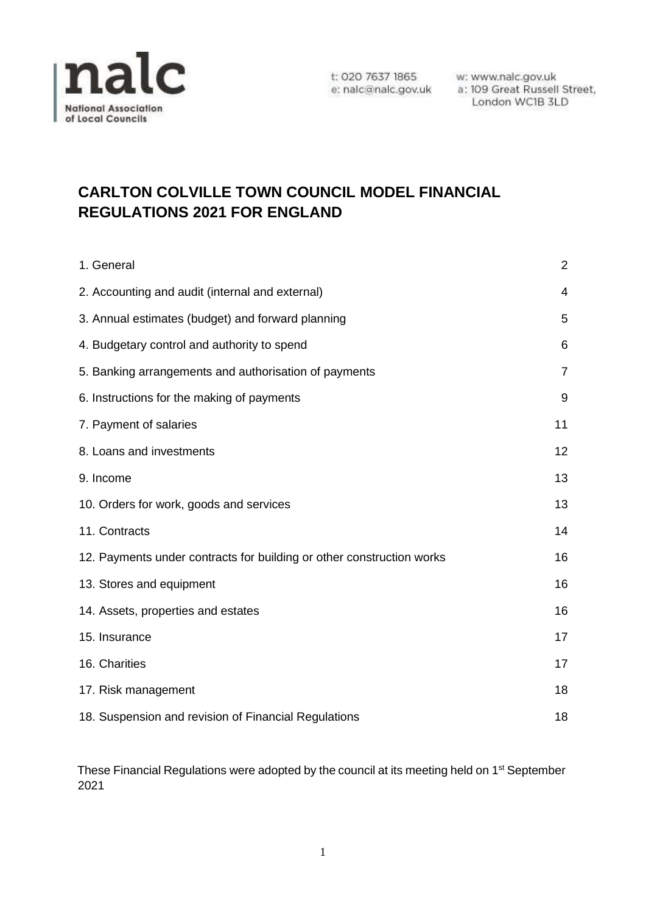t: 020 7637 1865
e: nalc@nalc.gov.uk

w: www.nalc.gov.uk
a: 109 Great Russell Street, London WC1B 3LD

# CARLTON COLVILLE TOWN COUNCIL MODEL FINANCIAL REGULATIONS 2021 FOR ENGLAND

| | |
|---|---|
| 1. General | 2 |
| 2. Accounting and audit (internal and external) | 4 |
| 3. Annual estimates (budget) and forward planning | 5 |
| 4. Budgetary control and authority to spend | 6 |
| 5. Banking arrangements and authorisation of payments | 7 |
| 6. Instructions for the making of payments | 9 |
| 7. Payment of salaries | 11 |
| 8. Loans and investments | 12 |
| 9. Income | 13 |
| 10. Orders for work, goods and services | 13 |
| 11. Contracts | 14 |
| 12. Payments under contracts for building or other construction works | 16 |
| 13. Stores and equipment | 16 |
| 14. Assets, properties and estates | 16 |
| 15. Insurance | 17 |
| 16. Charities | 17 |
| 17. Risk management | 18 |
| 18. Suspension and revision of Financial Regulations | 18 |

These Financial Regulations were adopted by the council at its meeting held on 1st September 2021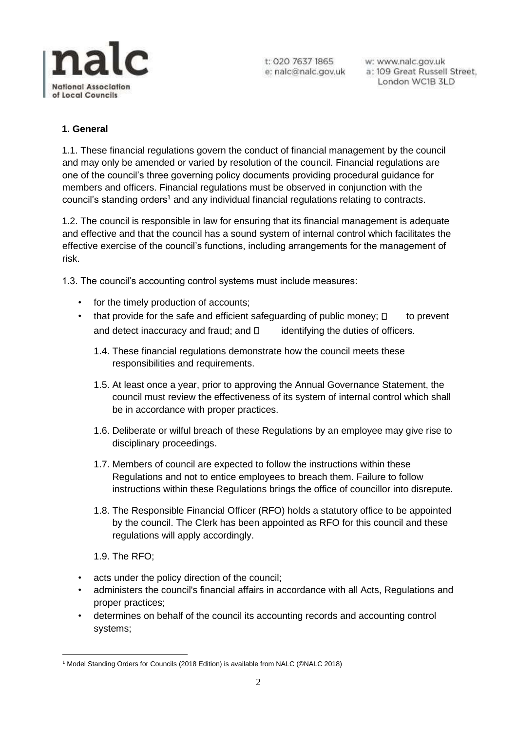## 1. General

1.1. These financial regulations govern the conduct of financial management by the council and may only be amended or varied by resolution of the council. Financial regulations are one of the council's three governing policy documents providing procedural guidance for members and officers. Financial regulations must be observed in conjunction with the council's standing orders[1] and any individual financial regulations relating to contracts.

1.2. The council is responsible in law for ensuring that its financial management is adequate and effective and that the council has a sound system of internal control which facilitates the effective exercise of the council's functions, including arrangements for the management of risk.

1.3. The council's accounting control systems must include measures:

- for the timely production of accounts;
- that provide for the safe and efficient safeguarding of public money;
- to prevent and detect inaccuracy and fraud; and
- identifying the duties of officers.

1.4. These financial regulations demonstrate how the council meets these responsibilities and requirements.

1.5. At least once a year, prior to approving the Annual Governance Statement, the council must review the effectiveness of its system of internal control which shall be in accordance with proper practices.

1.6. Deliberate or wilful breach of these Regulations by an employee may give rise to disciplinary proceedings.

1.7. Members of council are expected to follow the instructions within these Regulations and not to entice employees to breach them. Failure to follow instructions within these Regulations brings the office of councillor into disrepute.

1.8. The Responsible Financial Officer (RFO) holds a statutory office to be appointed by the council. The Clerk has been appointed as RFO for this council and these regulations will apply accordingly.

1.9. The RFO;

- acts under the policy direction of the council;
- administers the council's financial affairs in accordance with all Acts, Regulations and proper practices;
- determines on behalf of the council its accounting records and accounting control systems;

[1] Model Standing Orders for Councils (2018 Edition) is available from NALC (©NALC 2018)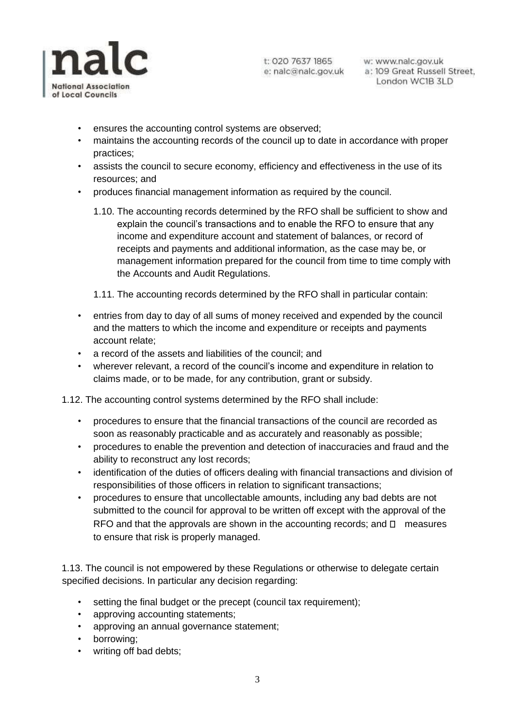- ensures the accounting control systems are observed;
- maintains the accounting records of the council up to date in accordance with proper practices;
- assists the council to secure economy, efficiency and effectiveness in the use of its resources; and
- produces financial management information as required by the council.

1.10. The accounting records determined by the RFO shall be sufficient to show and explain the council's transactions and to enable the RFO to ensure that any income and expenditure account and statement of balances, or record of receipts and payments and additional information, as the case may be, or management information prepared for the council from time to time comply with the Accounts and Audit Regulations.

1.11. The accounting records determined by the RFO shall in particular contain:

- entries from day to day of all sums of money received and expended by the council and the matters to which the income and expenditure or receipts and payments account relate;
- a record of the assets and liabilities of the council; and
- wherever relevant, a record of the council's income and expenditure in relation to claims made, or to be made, for any contribution, grant or subsidy.

1.12. The accounting control systems determined by the RFO shall include:

- procedures to ensure that the financial transactions of the council are recorded as soon as reasonably practicable and as accurately and reasonably as possible;
- procedures to enable the prevention and detection of inaccuracies and fraud and the ability to reconstruct any lost records;
- identification of the duties of officers dealing with financial transactions and division of responsibilities of those officers in relation to significant transactions;
- procedures to ensure that uncollectable amounts, including any bad debts are not submitted to the council for approval to be written off except with the approval of the RFO and that the approvals are shown in the accounting records; and  measures to ensure that risk is properly managed.

1.13. The council is not empowered by these Regulations or otherwise to delegate certain specified decisions. In particular any decision regarding:

- setting the final budget or the precept (council tax requirement);
- approving accounting statements;
- approving an annual governance statement;
- borrowing;
- writing off bad debts;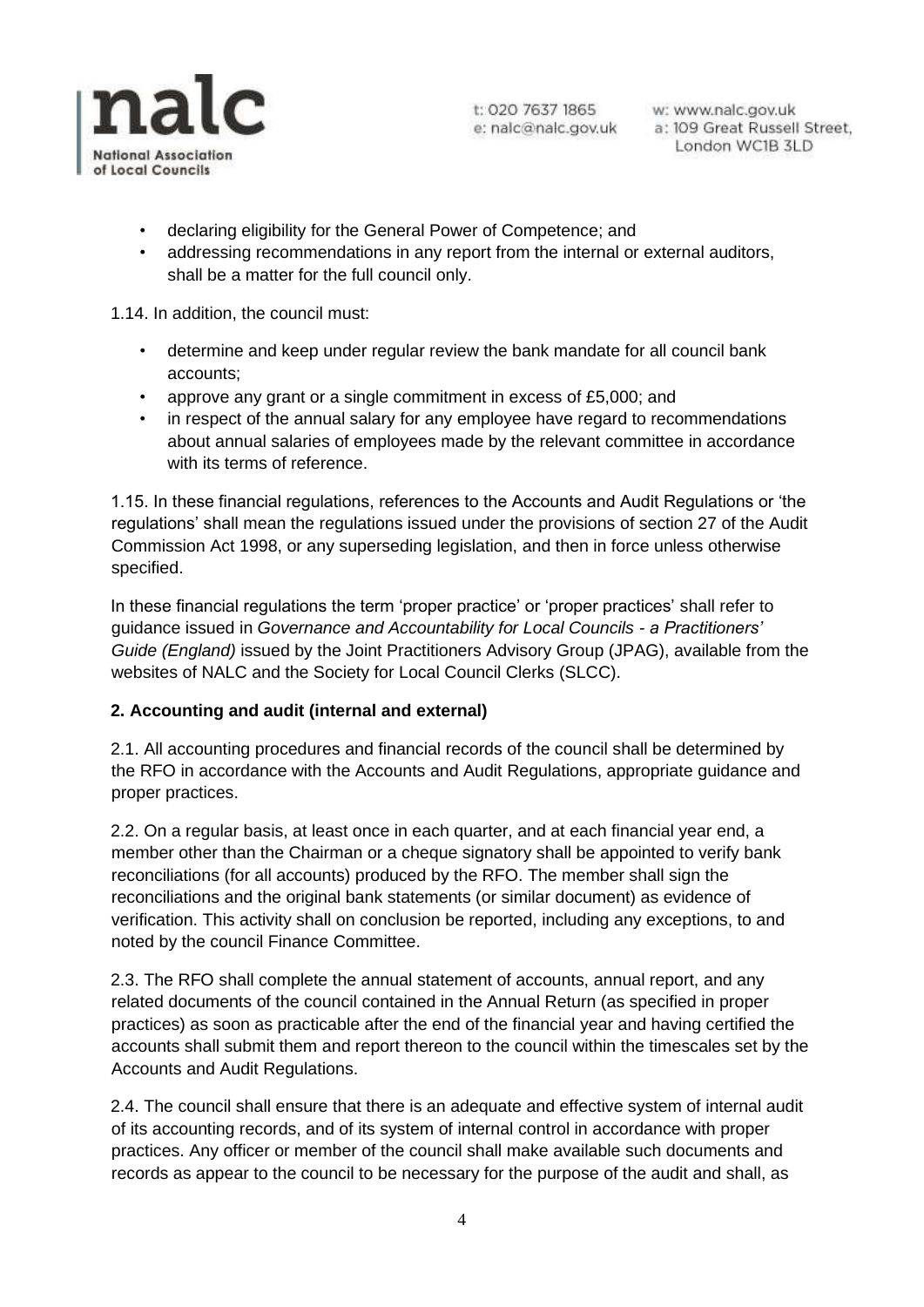- declaring eligibility for the General Power of Competence; and
- addressing recommendations in any report from the internal or external auditors, shall be a matter for the full council only.

1.14. In addition, the council must:

- determine and keep under regular review the bank mandate for all council bank accounts;
- approve any grant or a single commitment in excess of £5,000; and
- in respect of the annual salary for any employee have regard to recommendations about annual salaries of employees made by the relevant committee in accordance with its terms of reference.

1.15. In these financial regulations, references to the Accounts and Audit Regulations or 'the regulations' shall mean the regulations issued under the provisions of section 27 of the Audit Commission Act 1998, or any superseding legislation, and then in force unless otherwise specified.

In these financial regulations the term 'proper practice' or 'proper practices' shall refer to guidance issued in *Governance and Accountability for Local Councils - a Practitioners' Guide (England)* issued by the Joint Practitioners Advisory Group (JPAG), available from the websites of NALC and the Society for Local Council Clerks (SLCC).

**2. Accounting and audit (internal and external)**

2.1. All accounting procedures and financial records of the council shall be determined by the RFO in accordance with the Accounts and Audit Regulations, appropriate guidance and proper practices.

2.2. On a regular basis, at least once in each quarter, and at each financial year end, a member other than the Chairman or a cheque signatory shall be appointed to verify bank reconciliations (for all accounts) produced by the RFO. The member shall sign the reconciliations and the original bank statements (or similar document) as evidence of verification. This activity shall on conclusion be reported, including any exceptions, to and noted by the council Finance Committee.

2.3. The RFO shall complete the annual statement of accounts, annual report, and any related documents of the council contained in the Annual Return (as specified in proper practices) as soon as practicable after the end of the financial year and having certified the accounts shall submit them and report thereon to the council within the timescales set by the Accounts and Audit Regulations.

2.4. The council shall ensure that there is an adequate and effective system of internal audit of its accounting records, and of its system of internal control in accordance with proper practices. Any officer or member of the council shall make available such documents and records as appear to the council to be necessary for the purpose of the audit and shall, as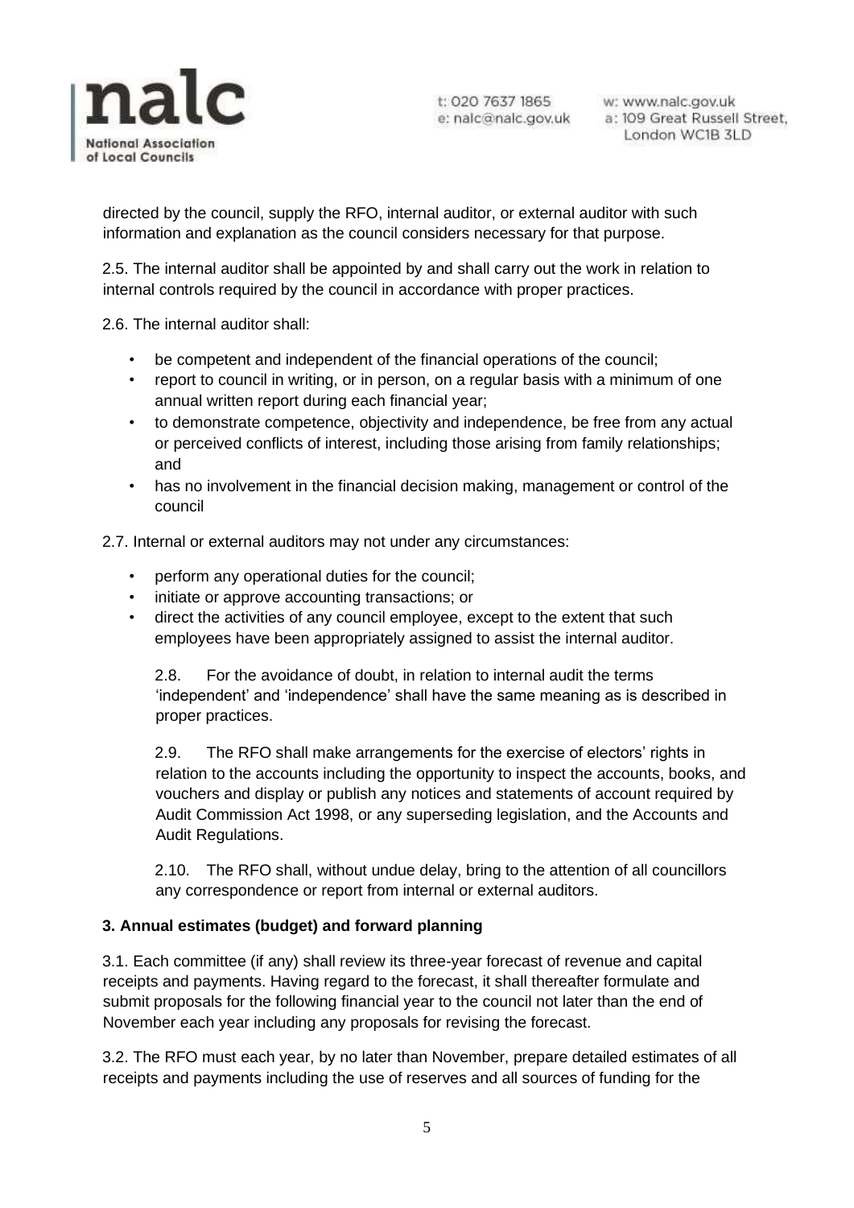directed by the council, supply the RFO, internal auditor, or external auditor with such information and explanation as the council considers necessary for that purpose.

2.5. The internal auditor shall be appointed by and shall carry out the work in relation to internal controls required by the council in accordance with proper practices.

2.6. The internal auditor shall:

- be competent and independent of the financial operations of the council;
- report to council in writing, or in person, on a regular basis with a minimum of one annual written report during each financial year;
- to demonstrate competence, objectivity and independence, be free from any actual or perceived conflicts of interest, including those arising from family relationships; and
- has no involvement in the financial decision making, management or control of the council

2.7. Internal or external auditors may not under any circumstances:

- perform any operational duties for the council;
- initiate or approve accounting transactions; or
- direct the activities of any council employee, except to the extent that such employees have been appropriately assigned to assist the internal auditor.

2.8. For the avoidance of doubt, in relation to internal audit the terms 'independent' and 'independence' shall have the same meaning as is described in proper practices.

2.9. The RFO shall make arrangements for the exercise of electors' rights in relation to the accounts including the opportunity to inspect the accounts, books, and vouchers and display or publish any notices and statements of account required by Audit Commission Act 1998, or any superseding legislation, and the Accounts and Audit Regulations.

2.10. The RFO shall, without undue delay, bring to the attention of all councillors any correspondence or report from internal or external auditors.

**3. Annual estimates (budget) and forward planning**

3.1. Each committee (if any) shall review its three-year forecast of revenue and capital receipts and payments. Having regard to the forecast, it shall thereafter formulate and submit proposals for the following financial year to the council not later than the end of November each year including any proposals for revising the forecast.

3.2. The RFO must each year, by no later than November, prepare detailed estimates of all receipts and payments including the use of reserves and all sources of funding for the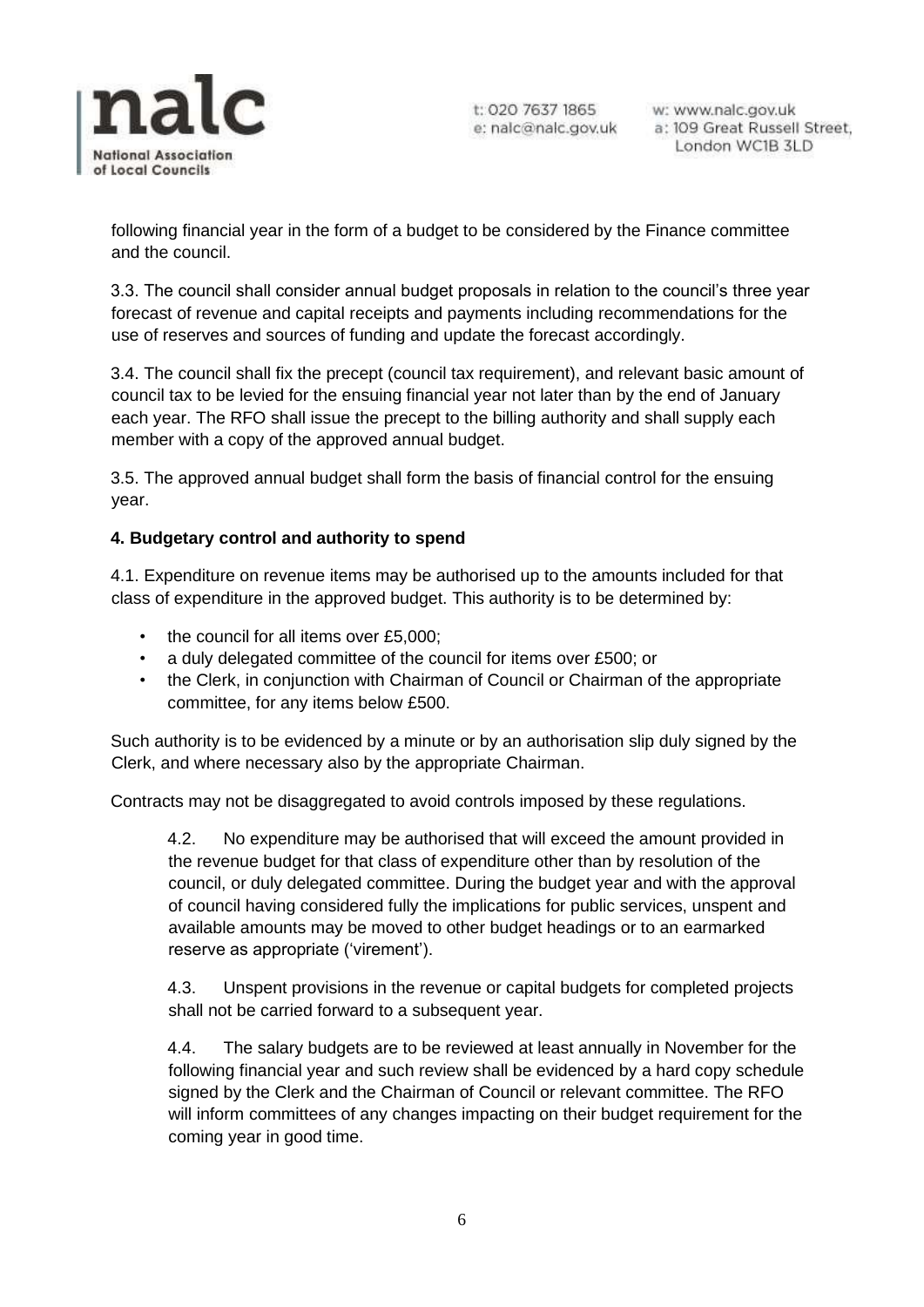following financial year in the form of a budget to be considered by the Finance committee and the council.

3.3. The council shall consider annual budget proposals in relation to the council's three year forecast of revenue and capital receipts and payments including recommendations for the use of reserves and sources of funding and update the forecast accordingly.

3.4. The council shall fix the precept (council tax requirement), and relevant basic amount of council tax to be levied for the ensuing financial year not later than by the end of January each year. The RFO shall issue the precept to the billing authority and shall supply each member with a copy of the approved annual budget.

3.5. The approved annual budget shall form the basis of financial control for the ensuing year.

**4. Budgetary control and authority to spend**

4.1. Expenditure on revenue items may be authorised up to the amounts included for that class of expenditure in the approved budget. This authority is to be determined by:

- the council for all items over £5,000;
- a duly delegated committee of the council for items over £500; or
- the Clerk, in conjunction with Chairman of Council or Chairman of the appropriate committee, for any items below £500.

Such authority is to be evidenced by a minute or by an authorisation slip duly signed by the Clerk, and where necessary also by the appropriate Chairman.

Contracts may not be disaggregated to avoid controls imposed by these regulations.

4.2. No expenditure may be authorised that will exceed the amount provided in the revenue budget for that class of expenditure other than by resolution of the council, or duly delegated committee. During the budget year and with the approval of council having considered fully the implications for public services, unspent and available amounts may be moved to other budget headings or to an earmarked reserve as appropriate ('virement').

4.3. Unspent provisions in the revenue or capital budgets for completed projects shall not be carried forward to a subsequent year.

4.4. The salary budgets are to be reviewed at least annually in November for the following financial year and such review shall be evidenced by a hard copy schedule signed by the Clerk and the Chairman of Council or relevant committee. The RFO will inform committees of any changes impacting on their budget requirement for the coming year in good time.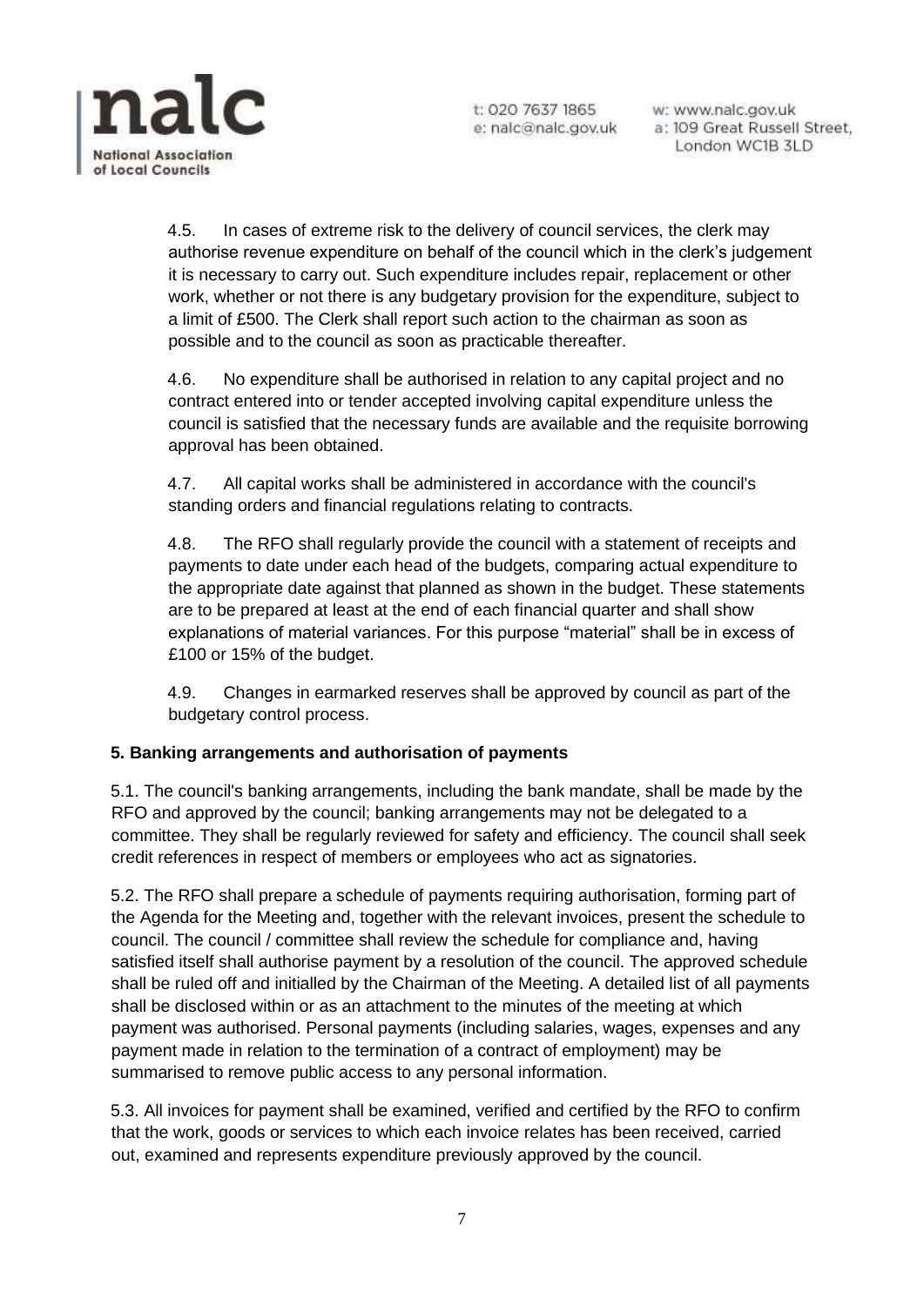4.5. In cases of extreme risk to the delivery of council services, the clerk may authorise revenue expenditure on behalf of the council which in the clerk's judgement it is necessary to carry out. Such expenditure includes repair, replacement or other work, whether or not there is any budgetary provision for the expenditure, subject to a limit of £500. The Clerk shall report such action to the chairman as soon as possible and to the council as soon as practicable thereafter.

4.6. No expenditure shall be authorised in relation to any capital project and no contract entered into or tender accepted involving capital expenditure unless the council is satisfied that the necessary funds are available and the requisite borrowing approval has been obtained.

4.7. All capital works shall be administered in accordance with the council's standing orders and financial regulations relating to contracts.

4.8. The RFO shall regularly provide the council with a statement of receipts and payments to date under each head of the budgets, comparing actual expenditure to the appropriate date against that planned as shown in the budget. These statements are to be prepared at least at the end of each financial quarter and shall show explanations of material variances. For this purpose "material" shall be in excess of £100 or 15% of the budget.

4.9. Changes in earmarked reserves shall be approved by council as part of the budgetary control process.

**5. Banking arrangements and authorisation of payments**

5.1. The council's banking arrangements, including the bank mandate, shall be made by the RFO and approved by the council; banking arrangements may not be delegated to a committee. They shall be regularly reviewed for safety and efficiency. The council shall seek credit references in respect of members or employees who act as signatories.

5.2. The RFO shall prepare a schedule of payments requiring authorisation, forming part of the Agenda for the Meeting and, together with the relevant invoices, present the schedule to council. The council / committee shall review the schedule for compliance and, having satisfied itself shall authorise payment by a resolution of the council. The approved schedule shall be ruled off and initialled by the Chairman of the Meeting. A detailed list of all payments shall be disclosed within or as an attachment to the minutes of the meeting at which payment was authorised. Personal payments (including salaries, wages, expenses and any payment made in relation to the termination of a contract of employment) may be summarised to remove public access to any personal information.

5.3. All invoices for payment shall be examined, verified and certified by the RFO to confirm that the work, goods or services to which each invoice relates has been received, carried out, examined and represents expenditure previously approved by the council.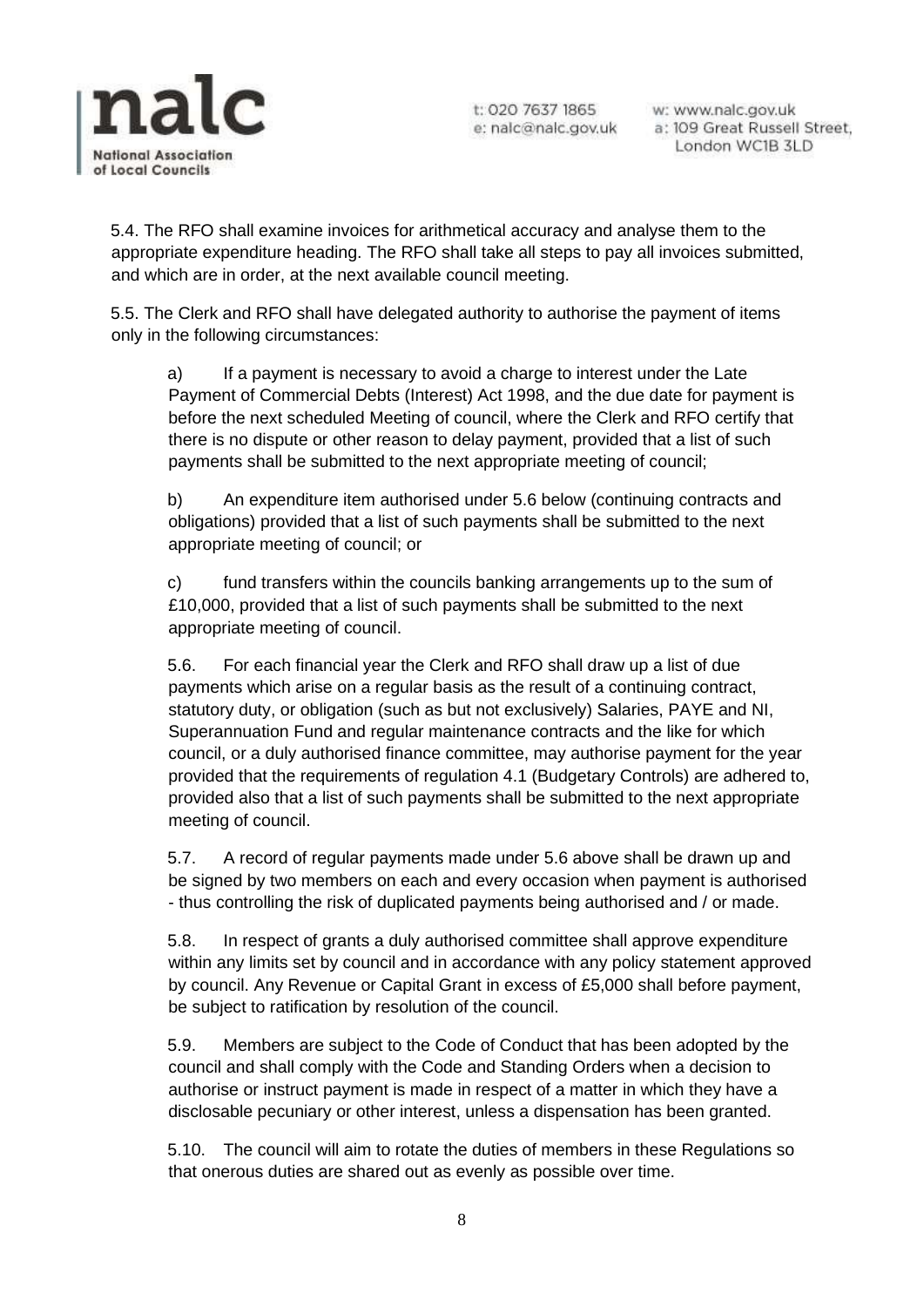5.4. The RFO shall examine invoices for arithmetical accuracy and analyse them to the appropriate expenditure heading. The RFO shall take all steps to pay all invoices submitted, and which are in order, at the next available council meeting.

5.5. The Clerk and RFO shall have delegated authority to authorise the payment of items only in the following circumstances:

a) If a payment is necessary to avoid a charge to interest under the Late Payment of Commercial Debts (Interest) Act 1998, and the due date for payment is before the next scheduled Meeting of council, where the Clerk and RFO certify that there is no dispute or other reason to delay payment, provided that a list of such payments shall be submitted to the next appropriate meeting of council;

b) An expenditure item authorised under 5.6 below (continuing contracts and obligations) provided that a list of such payments shall be submitted to the next appropriate meeting of council; or

c) fund transfers within the councils banking arrangements up to the sum of £10,000, provided that a list of such payments shall be submitted to the next appropriate meeting of council.

5.6. For each financial year the Clerk and RFO shall draw up a list of due payments which arise on a regular basis as the result of a continuing contract, statutory duty, or obligation (such as but not exclusively) Salaries, PAYE and NI, Superannuation Fund and regular maintenance contracts and the like for which council, or a duly authorised finance committee, may authorise payment for the year provided that the requirements of regulation 4.1 (Budgetary Controls) are adhered to, provided also that a list of such payments shall be submitted to the next appropriate meeting of council.

5.7. A record of regular payments made under 5.6 above shall be drawn up and be signed by two members on each and every occasion when payment is authorised - thus controlling the risk of duplicated payments being authorised and / or made.

5.8. In respect of grants a duly authorised committee shall approve expenditure within any limits set by council and in accordance with any policy statement approved by council. Any Revenue or Capital Grant in excess of £5,000 shall before payment, be subject to ratification by resolution of the council.

5.9. Members are subject to the Code of Conduct that has been adopted by the council and shall comply with the Code and Standing Orders when a decision to authorise or instruct payment is made in respect of a matter in which they have a disclosable pecuniary or other interest, unless a dispensation has been granted.

5.10. The council will aim to rotate the duties of members in these Regulations so that onerous duties are shared out as evenly as possible over time.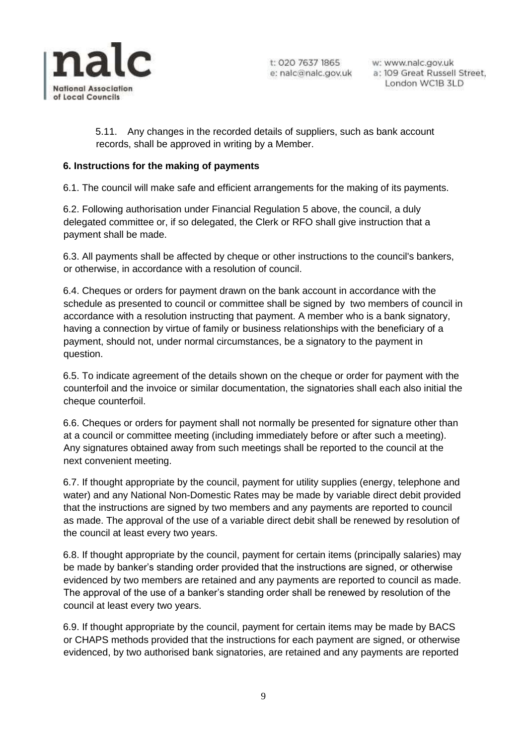5.11. Any changes in the recorded details of suppliers, such as bank account records, shall be approved in writing by a Member.

**6. Instructions for the making of payments**

6.1. The council will make safe and efficient arrangements for the making of its payments.

6.2. Following authorisation under Financial Regulation 5 above, the council, a duly delegated committee or, if so delegated, the Clerk or RFO shall give instruction that a payment shall be made.

6.3. All payments shall be affected by cheque or other instructions to the council's bankers, or otherwise, in accordance with a resolution of council.

6.4. Cheques or orders for payment drawn on the bank account in accordance with the schedule as presented to council or committee shall be signed by two members of council in accordance with a resolution instructing that payment. A member who is a bank signatory, having a connection by virtue of family or business relationships with the beneficiary of a payment, should not, under normal circumstances, be a signatory to the payment in question.

6.5. To indicate agreement of the details shown on the cheque or order for payment with the counterfoil and the invoice or similar documentation, the signatories shall each also initial the cheque counterfoil.

6.6. Cheques or orders for payment shall not normally be presented for signature other than at a council or committee meeting (including immediately before or after such a meeting). Any signatures obtained away from such meetings shall be reported to the council at the next convenient meeting.

6.7. If thought appropriate by the council, payment for utility supplies (energy, telephone and water) and any National Non-Domestic Rates may be made by variable direct debit provided that the instructions are signed by two members and any payments are reported to council as made. The approval of the use of a variable direct debit shall be renewed by resolution of the council at least every two years.

6.8. If thought appropriate by the council, payment for certain items (principally salaries) may be made by banker's standing order provided that the instructions are signed, or otherwise evidenced by two members are retained and any payments are reported to council as made. The approval of the use of a banker's standing order shall be renewed by resolution of the council at least every two years.

6.9. If thought appropriate by the council, payment for certain items may be made by BACS or CHAPS methods provided that the instructions for each payment are signed, or otherwise evidenced, by two authorised bank signatories, are retained and any payments are reported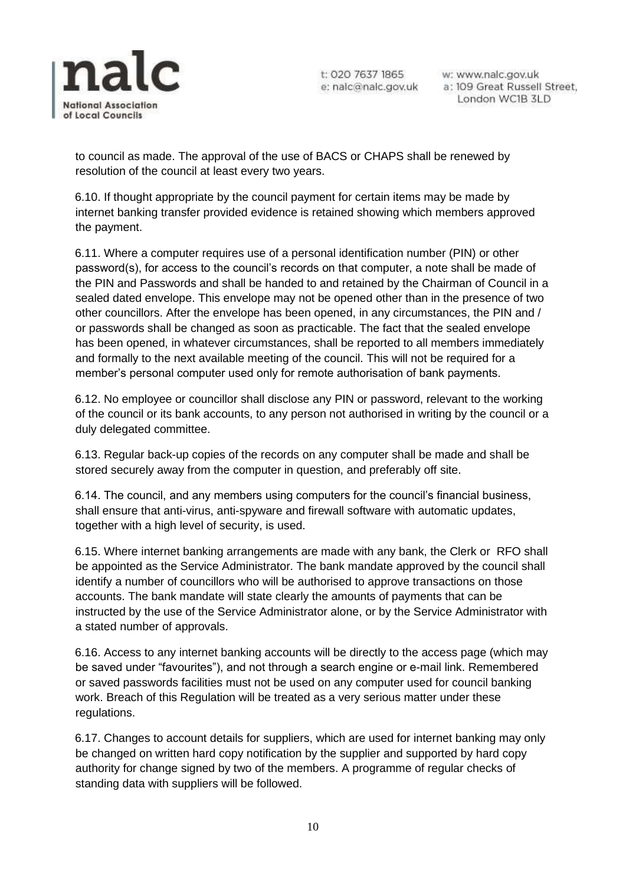to council as made. The approval of the use of BACS or CHAPS shall be renewed by resolution of the council at least every two years.

6.10. If thought appropriate by the council payment for certain items may be made by internet banking transfer provided evidence is retained showing which members approved the payment.

6.11. Where a computer requires use of a personal identification number (PIN) or other password(s), for access to the council's records on that computer, a note shall be made of the PIN and Passwords and shall be handed to and retained by the Chairman of Council in a sealed dated envelope. This envelope may not be opened other than in the presence of two other councillors. After the envelope has been opened, in any circumstances, the PIN and / or passwords shall be changed as soon as practicable. The fact that the sealed envelope has been opened, in whatever circumstances, shall be reported to all members immediately and formally to the next available meeting of the council. This will not be required for a member's personal computer used only for remote authorisation of bank payments.

6.12. No employee or councillor shall disclose any PIN or password, relevant to the working of the council or its bank accounts, to any person not authorised in writing by the council or a duly delegated committee.

6.13. Regular back-up copies of the records on any computer shall be made and shall be stored securely away from the computer in question, and preferably off site.

6.14. The council, and any members using computers for the council's financial business, shall ensure that anti-virus, anti-spyware and firewall software with automatic updates, together with a high level of security, is used.

6.15. Where internet banking arrangements are made with any bank, the Clerk or RFO shall be appointed as the Service Administrator. The bank mandate approved by the council shall identify a number of councillors who will be authorised to approve transactions on those accounts. The bank mandate will state clearly the amounts of payments that can be instructed by the use of the Service Administrator alone, or by the Service Administrator with a stated number of approvals.

6.16. Access to any internet banking accounts will be directly to the access page (which may be saved under "favourites"), and not through a search engine or e-mail link. Remembered or saved passwords facilities must not be used on any computer used for council banking work. Breach of this Regulation will be treated as a very serious matter under these regulations.

6.17. Changes to account details for suppliers, which are used for internet banking may only be changed on written hard copy notification by the supplier and supported by hard copy authority for change signed by two of the members. A programme of regular checks of standing data with suppliers will be followed.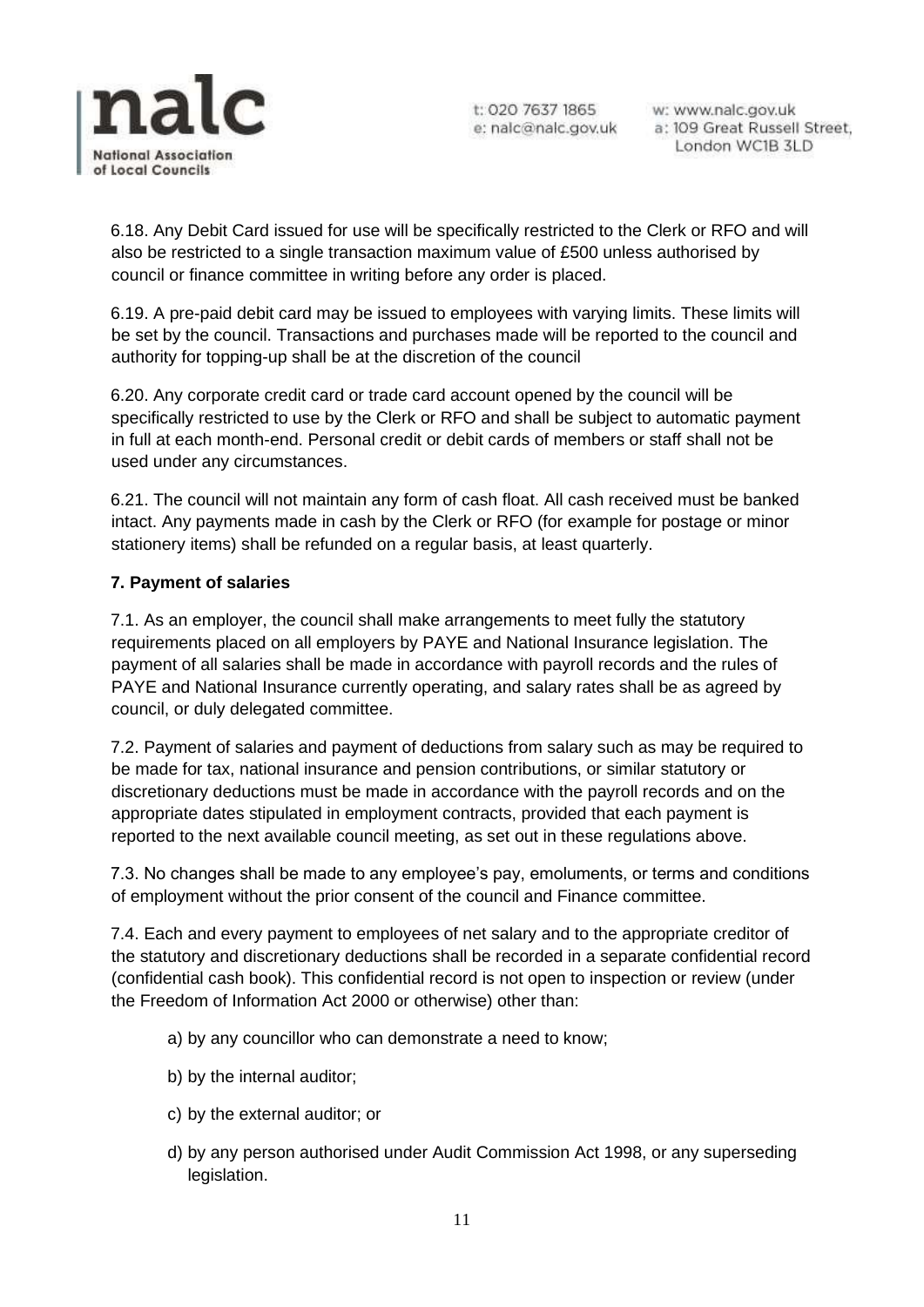6.18. Any Debit Card issued for use will be specifically restricted to the Clerk or RFO and will also be restricted to a single transaction maximum value of £500 unless authorised by council or finance committee in writing before any order is placed.

6.19. A pre-paid debit card may be issued to employees with varying limits. These limits will be set by the council. Transactions and purchases made will be reported to the council and authority for topping-up shall be at the discretion of the council

6.20. Any corporate credit card or trade card account opened by the council will be specifically restricted to use by the Clerk or RFO and shall be subject to automatic payment in full at each month-end. Personal credit or debit cards of members or staff shall not be used under any circumstances.

6.21. The council will not maintain any form of cash float. All cash received must be banked intact. Any payments made in cash by the Clerk or RFO (for example for postage or minor stationery items) shall be refunded on a regular basis, at least quarterly.

**7. Payment of salaries**

7.1. As an employer, the council shall make arrangements to meet fully the statutory requirements placed on all employers by PAYE and National Insurance legislation. The payment of all salaries shall be made in accordance with payroll records and the rules of PAYE and National Insurance currently operating, and salary rates shall be as agreed by council, or duly delegated committee.

7.2. Payment of salaries and payment of deductions from salary such as may be required to be made for tax, national insurance and pension contributions, or similar statutory or discretionary deductions must be made in accordance with the payroll records and on the appropriate dates stipulated in employment contracts, provided that each payment is reported to the next available council meeting, as set out in these regulations above.

7.3. No changes shall be made to any employee's pay, emoluments, or terms and conditions of employment without the prior consent of the council and Finance committee.

7.4. Each and every payment to employees of net salary and to the appropriate creditor of the statutory and discretionary deductions shall be recorded in a separate confidential record (confidential cash book). This confidential record is not open to inspection or review (under the Freedom of Information Act 2000 or otherwise) other than:

a) by any councillor who can demonstrate a need to know;

b) by the internal auditor;

c) by the external auditor; or

d) by any person authorised under Audit Commission Act 1998, or any superseding legislation.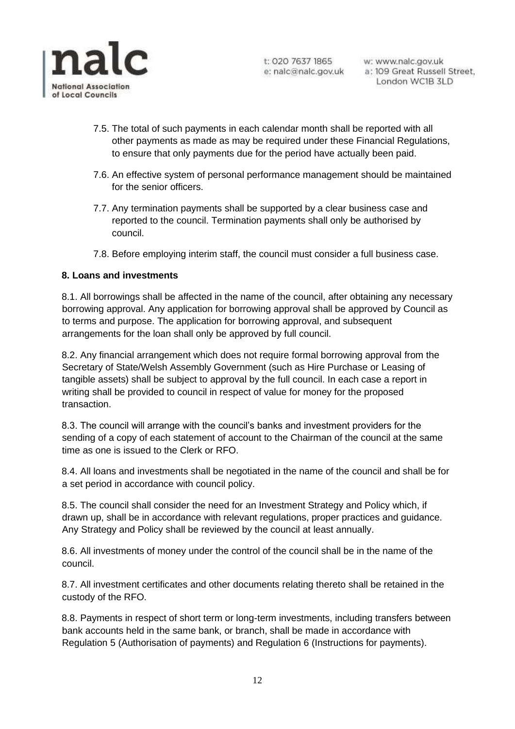7.5. The total of such payments in each calendar month shall be reported with all other payments as made as may be required under these Financial Regulations, to ensure that only payments due for the period have actually been paid.

7.6. An effective system of personal performance management should be maintained for the senior officers.

7.7. Any termination payments shall be supported by a clear business case and reported to the council. Termination payments shall only be authorised by council.

7.8. Before employing interim staff, the council must consider a full business case.

**8. Loans and investments**

8.1. All borrowings shall be affected in the name of the council, after obtaining any necessary borrowing approval. Any application for borrowing approval shall be approved by Council as to terms and purpose. The application for borrowing approval, and subsequent arrangements for the loan shall only be approved by full council.

8.2. Any financial arrangement which does not require formal borrowing approval from the Secretary of State/Welsh Assembly Government (such as Hire Purchase or Leasing of tangible assets) shall be subject to approval by the full council. In each case a report in writing shall be provided to council in respect of value for money for the proposed transaction.

8.3. The council will arrange with the council's banks and investment providers for the sending of a copy of each statement of account to the Chairman of the council at the same time as one is issued to the Clerk or RFO.

8.4. All loans and investments shall be negotiated in the name of the council and shall be for a set period in accordance with council policy.

8.5. The council shall consider the need for an Investment Strategy and Policy which, if drawn up, shall be in accordance with relevant regulations, proper practices and guidance. Any Strategy and Policy shall be reviewed by the council at least annually.

8.6. All investments of money under the control of the council shall be in the name of the council.

8.7. All investment certificates and other documents relating thereto shall be retained in the custody of the RFO.

8.8. Payments in respect of short term or long-term investments, including transfers between bank accounts held in the same bank, or branch, shall be made in accordance with Regulation 5 (Authorisation of payments) and Regulation 6 (Instructions for payments).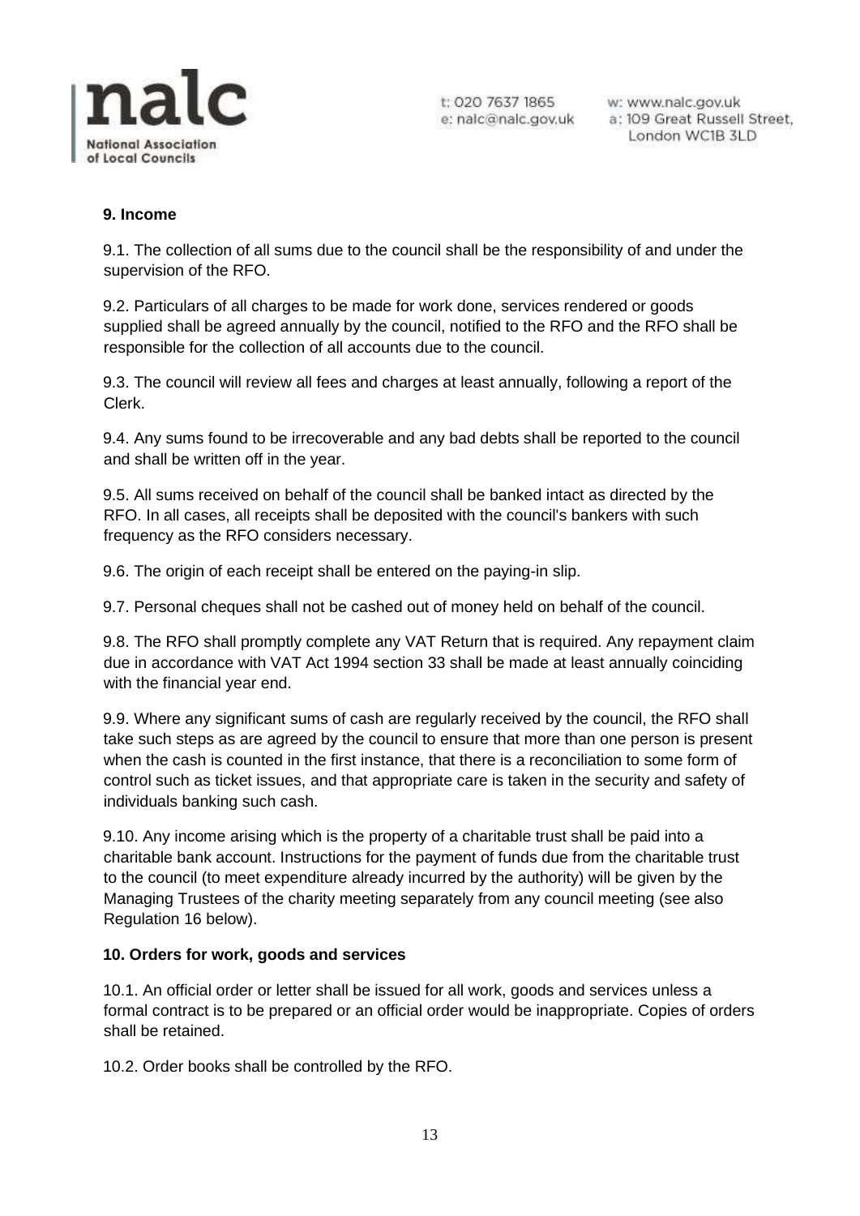## 9. Income

9.1. The collection of all sums due to the council shall be the responsibility of and under the supervision of the RFO.

9.2. Particulars of all charges to be made for work done, services rendered or goods supplied shall be agreed annually by the council, notified to the RFO and the RFO shall be responsible for the collection of all accounts due to the council.

9.3. The council will review all fees and charges at least annually, following a report of the Clerk.

9.4. Any sums found to be irrecoverable and any bad debts shall be reported to the council and shall be written off in the year.

9.5. All sums received on behalf of the council shall be banked intact as directed by the RFO. In all cases, all receipts shall be deposited with the council's bankers with such frequency as the RFO considers necessary.

9.6. The origin of each receipt shall be entered on the paying-in slip.

9.7. Personal cheques shall not be cashed out of money held on behalf of the council.

9.8. The RFO shall promptly complete any VAT Return that is required. Any repayment claim due in accordance with VAT Act 1994 section 33 shall be made at least annually coinciding with the financial year end.

9.9. Where any significant sums of cash are regularly received by the council, the RFO shall take such steps as are agreed by the council to ensure that more than one person is present when the cash is counted in the first instance, that there is a reconciliation to some form of control such as ticket issues, and that appropriate care is taken in the security and safety of individuals banking such cash.

9.10. Any income arising which is the property of a charitable trust shall be paid into a charitable bank account. Instructions for the payment of funds due from the charitable trust to the council (to meet expenditure already incurred by the authority) will be given by the Managing Trustees of the charity meeting separately from any council meeting (see also Regulation 16 below).

## 10. Orders for work, goods and services

10.1. An official order or letter shall be issued for all work, goods and services unless a formal contract is to be prepared or an official order would be inappropriate. Copies of orders shall be retained.

10.2. Order books shall be controlled by the RFO.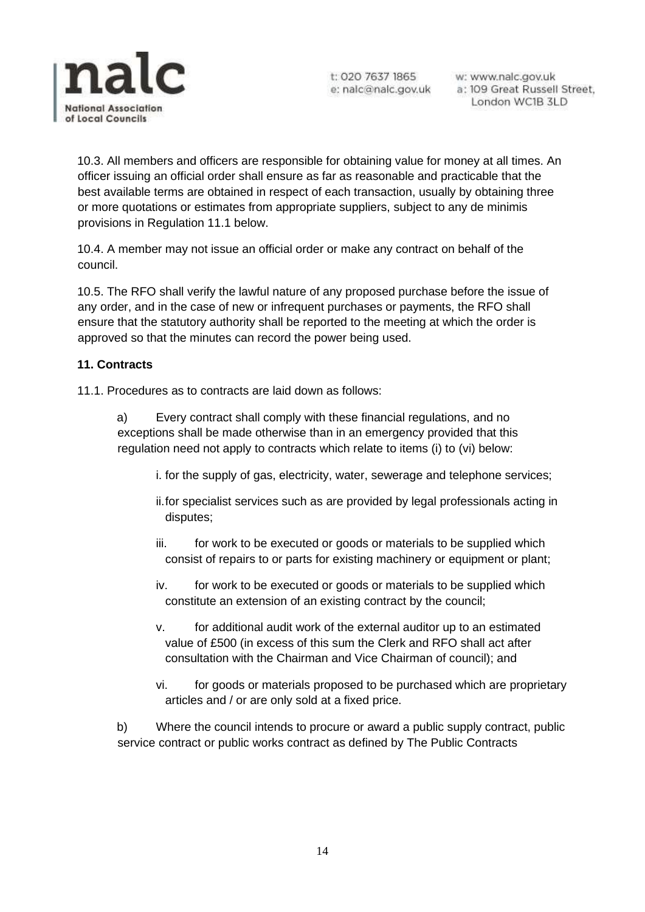10.3. All members and officers are responsible for obtaining value for money at all times. An officer issuing an official order shall ensure as far as reasonable and practicable that the best available terms are obtained in respect of each transaction, usually by obtaining three or more quotations or estimates from appropriate suppliers, subject to any de minimis provisions in Regulation 11.1 below.

10.4. A member may not issue an official order or make any contract on behalf of the council.

10.5. The RFO shall verify the lawful nature of any proposed purchase before the issue of any order, and in the case of new or infrequent purchases or payments, the RFO shall ensure that the statutory authority shall be reported to the meeting at which the order is approved so that the minutes can record the power being used.

**11. Contracts**

11.1. Procedures as to contracts are laid down as follows:

a) Every contract shall comply with these financial regulations, and no exceptions shall be made otherwise than in an emergency provided that this regulation need not apply to contracts which relate to items (i) to (vi) below:

i. for the supply of gas, electricity, water, sewerage and telephone services;

ii. for specialist services such as are provided by legal professionals acting in disputes;

iii. for work to be executed or goods or materials to be supplied which consist of repairs to or parts for existing machinery or equipment or plant;

iv. for work to be executed or goods or materials to be supplied which constitute an extension of an existing contract by the council;

v. for additional audit work of the external auditor up to an estimated value of £500 (in excess of this sum the Clerk and RFO shall act after consultation with the Chairman and Vice Chairman of council); and

vi. for goods or materials proposed to be purchased which are proprietary articles and / or are only sold at a fixed price.

b) Where the council intends to procure or award a public supply contract, public service contract or public works contract as defined by The Public Contracts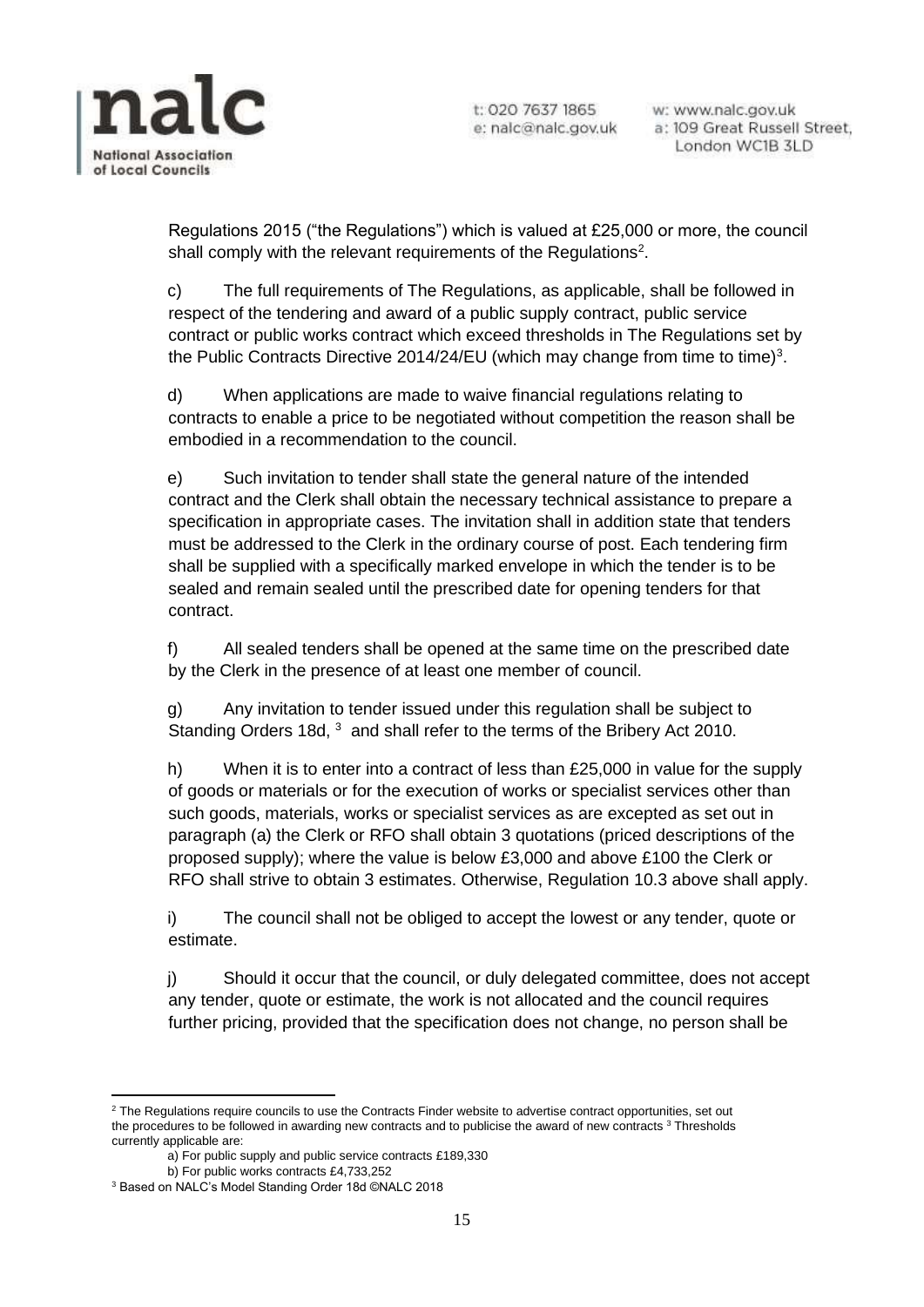Regulations 2015 ("the Regulations") which is valued at £25,000 or more, the council shall comply with the relevant requirements of the Regulations[2].

c) The full requirements of The Regulations, as applicable, shall be followed in respect of the tendering and award of a public supply contract, public service contract or public works contract which exceed thresholds in The Regulations set by the Public Contracts Directive 2014/24/EU (which may change from time to time)[3].

d) When applications are made to waive financial regulations relating to contracts to enable a price to be negotiated without competition the reason shall be embodied in a recommendation to the council.

e) Such invitation to tender shall state the general nature of the intended contract and the Clerk shall obtain the necessary technical assistance to prepare a specification in appropriate cases. The invitation shall in addition state that tenders must be addressed to the Clerk in the ordinary course of post. Each tendering firm shall be supplied with a specifically marked envelope in which the tender is to be sealed and remain sealed until the prescribed date for opening tenders for that contract.

f) All sealed tenders shall be opened at the same time on the prescribed date by the Clerk in the presence of at least one member of council.

g) Any invitation to tender issued under this regulation shall be subject to Standing Orders 18d, [3] and shall refer to the terms of the Bribery Act 2010.

h) When it is to enter into a contract of less than £25,000 in value for the supply of goods or materials or for the execution of works or specialist services other than such goods, materials, works or specialist services as are excepted as set out in paragraph (a) the Clerk or RFO shall obtain 3 quotations (priced descriptions of the proposed supply); where the value is below £3,000 and above £100 the Clerk or RFO shall strive to obtain 3 estimates. Otherwise, Regulation 10.3 above shall apply.

i) The council shall not be obliged to accept the lowest or any tender, quote or estimate.

j) Should it occur that the council, or duly delegated committee, does not accept any tender, quote or estimate, the work is not allocated and the council requires further pricing, provided that the specification does not change, no person shall be

---

[2] The Regulations require councils to use the Contracts Finder website to advertise contract opportunities, set out the procedures to be followed in awarding new contracts and to publicise the award of new contracts [3] Thresholds currently applicable are:

a) For public supply and public service contracts £189,330

b) For public works contracts £4,733,252

[3] Based on NALC's Model Standing Order 18d ©NALC 2018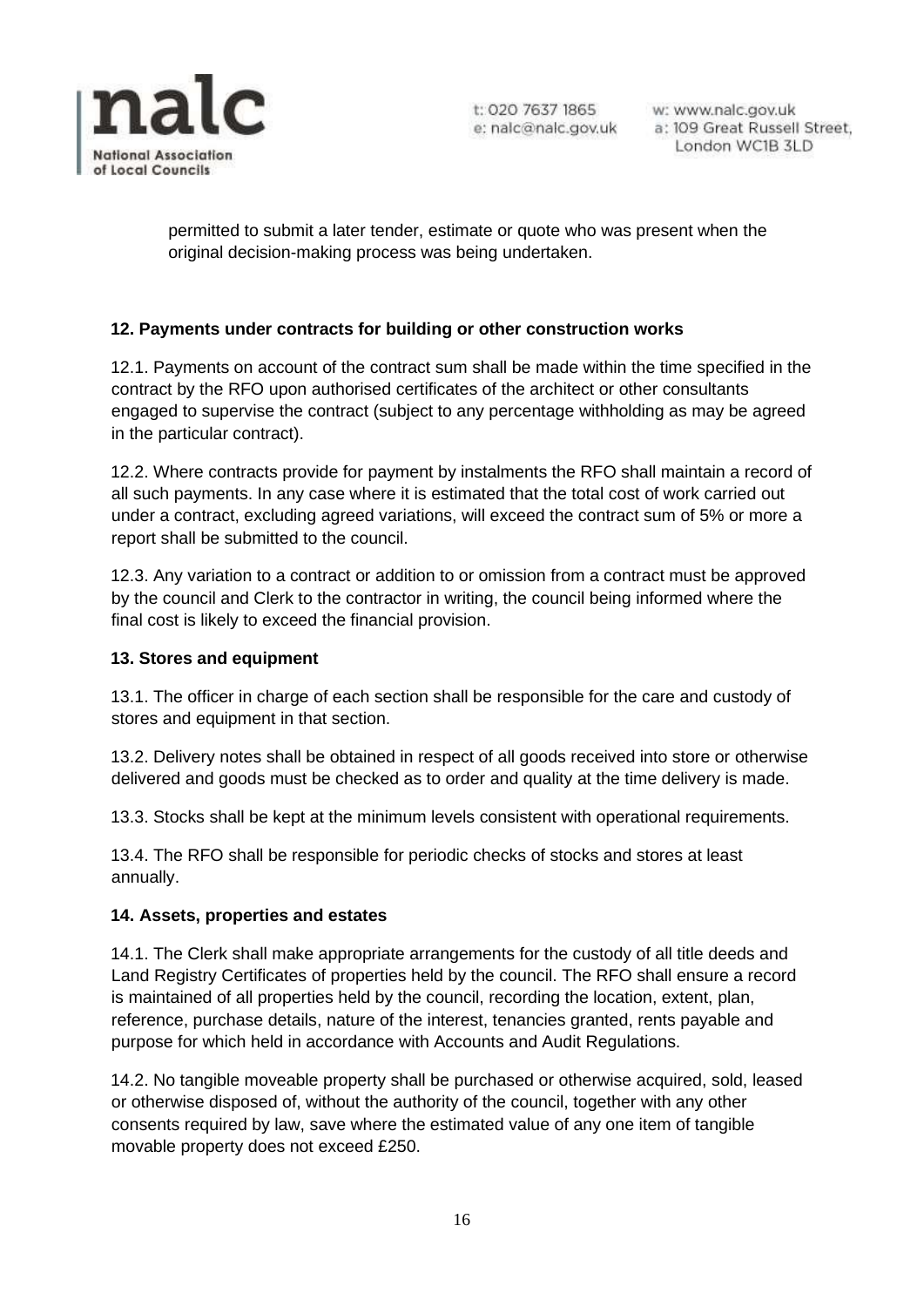permitted to submit a later tender, estimate or quote who was present when the original decision-making process was being undertaken.

**12. Payments under contracts for building or other construction works**

12.1. Payments on account of the contract sum shall be made within the time specified in the contract by the RFO upon authorised certificates of the architect or other consultants engaged to supervise the contract (subject to any percentage withholding as may be agreed in the particular contract).

12.2. Where contracts provide for payment by instalments the RFO shall maintain a record of all such payments. In any case where it is estimated that the total cost of work carried out under a contract, excluding agreed variations, will exceed the contract sum of 5% or more a report shall be submitted to the council.

12.3. Any variation to a contract or addition to or omission from a contract must be approved by the council and Clerk to the contractor in writing, the council being informed where the final cost is likely to exceed the financial provision.

**13. Stores and equipment**

13.1. The officer in charge of each section shall be responsible for the care and custody of stores and equipment in that section.

13.2. Delivery notes shall be obtained in respect of all goods received into store or otherwise delivered and goods must be checked as to order and quality at the time delivery is made.

13.3. Stocks shall be kept at the minimum levels consistent with operational requirements.

13.4. The RFO shall be responsible for periodic checks of stocks and stores at least annually.

**14. Assets, properties and estates**

14.1. The Clerk shall make appropriate arrangements for the custody of all title deeds and Land Registry Certificates of properties held by the council. The RFO shall ensure a record is maintained of all properties held by the council, recording the location, extent, plan, reference, purchase details, nature of the interest, tenancies granted, rents payable and purpose for which held in accordance with Accounts and Audit Regulations.

14.2. No tangible moveable property shall be purchased or otherwise acquired, sold, leased or otherwise disposed of, without the authority of the council, together with any other consents required by law, save where the estimated value of any one item of tangible movable property does not exceed £250.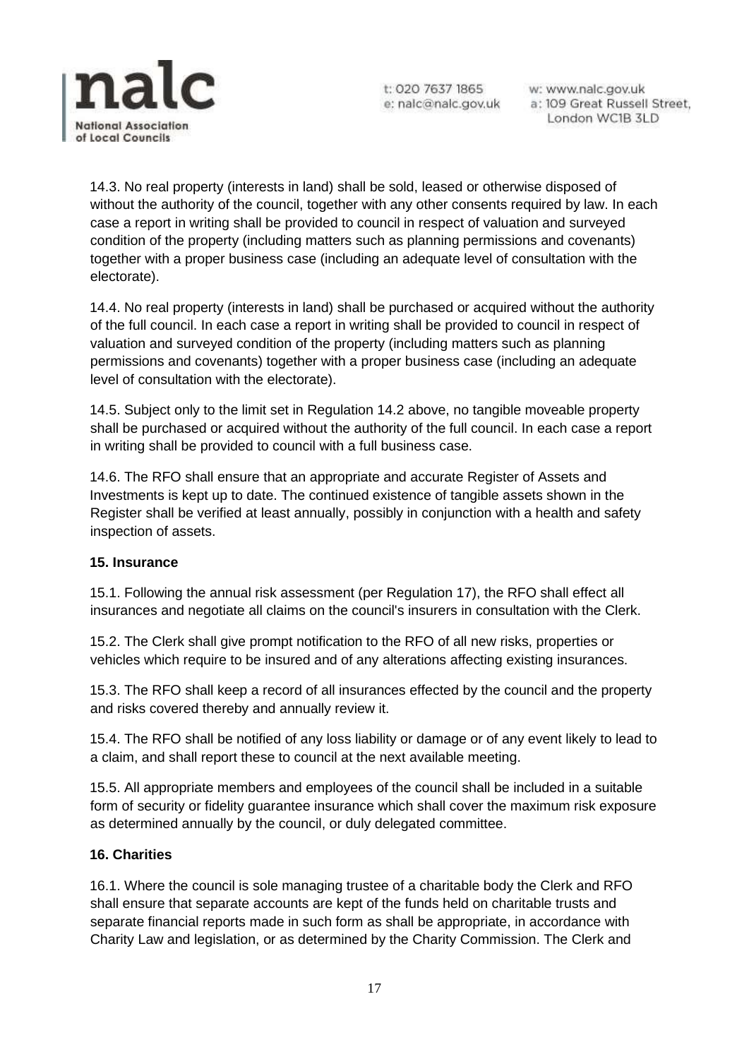14.3. No real property (interests in land) shall be sold, leased or otherwise disposed of without the authority of the council, together with any other consents required by law. In each case a report in writing shall be provided to council in respect of valuation and surveyed condition of the property (including matters such as planning permissions and covenants) together with a proper business case (including an adequate level of consultation with the electorate).

14.4. No real property (interests in land) shall be purchased or acquired without the authority of the full council. In each case a report in writing shall be provided to council in respect of valuation and surveyed condition of the property (including matters such as planning permissions and covenants) together with a proper business case (including an adequate level of consultation with the electorate).

14.5. Subject only to the limit set in Regulation 14.2 above, no tangible moveable property shall be purchased or acquired without the authority of the full council. In each case a report in writing shall be provided to council with a full business case.

14.6. The RFO shall ensure that an appropriate and accurate Register of Assets and Investments is kept up to date. The continued existence of tangible assets shown in the Register shall be verified at least annually, possibly in conjunction with a health and safety inspection of assets.

**15. Insurance**

15.1. Following the annual risk assessment (per Regulation 17), the RFO shall effect all insurances and negotiate all claims on the council's insurers in consultation with the Clerk.

15.2. The Clerk shall give prompt notification to the RFO of all new risks, properties or vehicles which require to be insured and of any alterations affecting existing insurances.

15.3. The RFO shall keep a record of all insurances effected by the council and the property and risks covered thereby and annually review it.

15.4. The RFO shall be notified of any loss liability or damage or of any event likely to lead to a claim, and shall report these to council at the next available meeting.

15.5. All appropriate members and employees of the council shall be included in a suitable form of security or fidelity guarantee insurance which shall cover the maximum risk exposure as determined annually by the council, or duly delegated committee.

**16. Charities**

16.1. Where the council is sole managing trustee of a charitable body the Clerk and RFO shall ensure that separate accounts are kept of the funds held on charitable trusts and separate financial reports made in such form as shall be appropriate, in accordance with Charity Law and legislation, or as determined by the Charity Commission. The Clerk and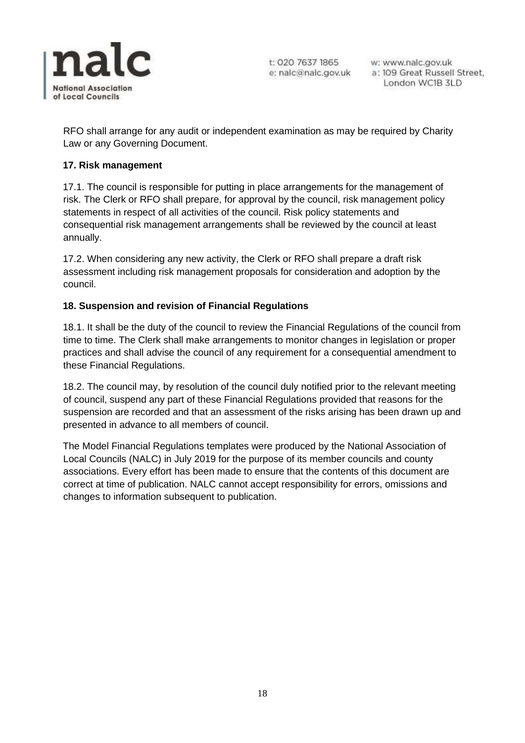RFO shall arrange for any audit or independent examination as may be required by Charity Law or any Governing Document.

**17. Risk management**

17.1. The council is responsible for putting in place arrangements for the management of risk. The Clerk or RFO shall prepare, for approval by the council, risk management policy statements in respect of all activities of the council. Risk policy statements and consequential risk management arrangements shall be reviewed by the council at least annually.

17.2. When considering any new activity, the Clerk or RFO shall prepare a draft risk assessment including risk management proposals for consideration and adoption by the council.

**18. Suspension and revision of Financial Regulations**

18.1. It shall be the duty of the council to review the Financial Regulations of the council from time to time. The Clerk shall make arrangements to monitor changes in legislation or proper practices and shall advise the council of any requirement for a consequential amendment to these Financial Regulations.

18.2. The council may, by resolution of the council duly notified prior to the relevant meeting of council, suspend any part of these Financial Regulations provided that reasons for the suspension are recorded and that an assessment of the risks arising has been drawn up and presented in advance to all members of council.

The Model Financial Regulations templates were produced by the National Association of Local Councils (NALC) in July 2019 for the purpose of its member councils and county associations. Every effort has been made to ensure that the contents of this document are correct at time of publication. NALC cannot accept responsibility for errors, omissions and changes to information subsequent to publication.